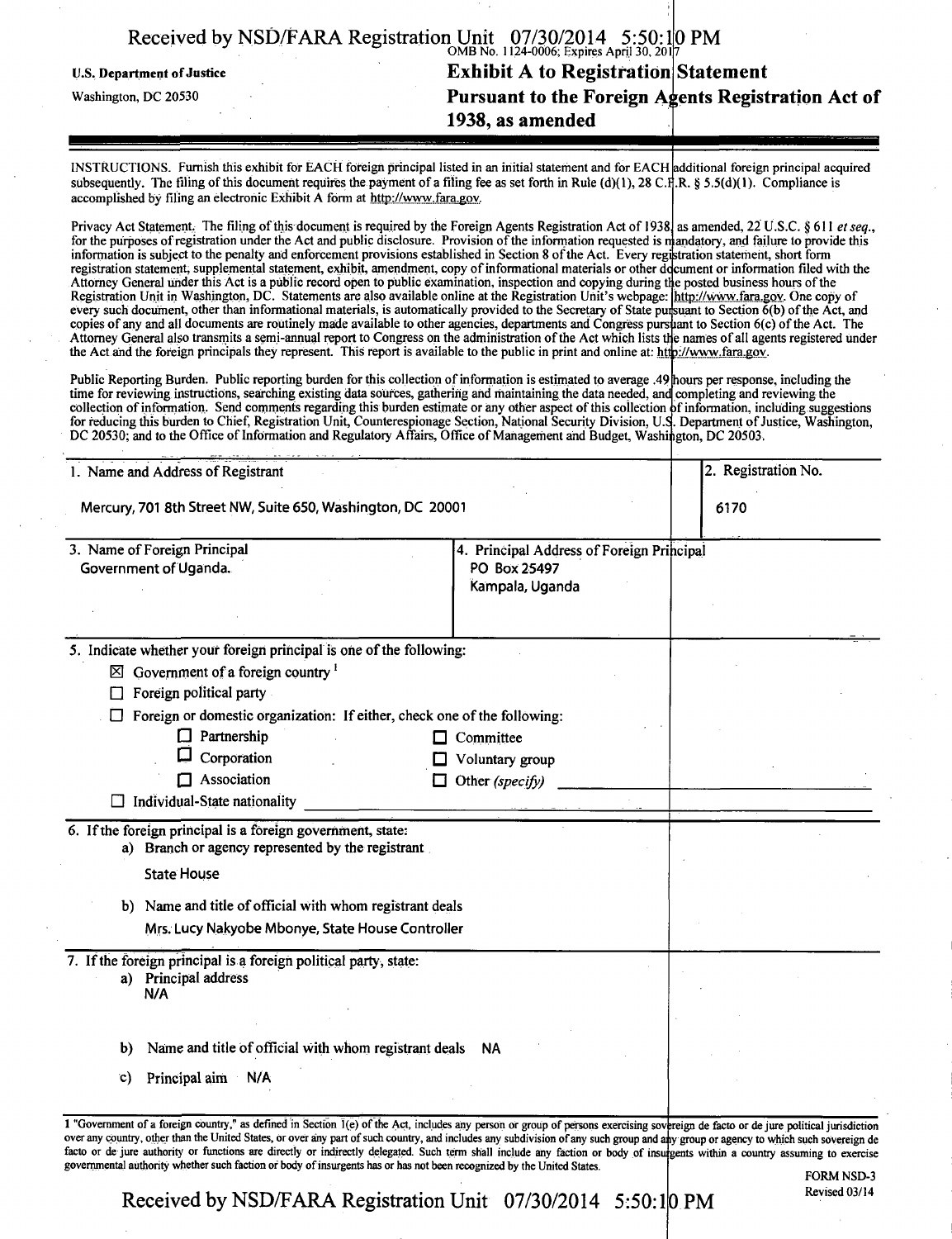U.S. Department of Justice

Washington, DC 20530

OMB No. 1124-0006; Expires April 30, 2017

# Exhibit A to Registration Statement Pursuant to the Foreign Agents Registration Act of 1938, as amended

INSTRUCTIONS. Furnish this exhibit for EACH foreign principal listed in an initial statement and for EACH additional foreign principal acquired subsequently. The filing of this document requires the payment of a filing fee as set forth in Rule (d)(1), 28 C.F.R. § 5.5(d)(1). Compliance is accomplished by filing an electronic Exhibit A form at http://www.fara.gov.

Privacy Act Statement. The filing of this document is required by the Foreign Agents Registration Act of 1938, as amended, 22 U.S.C. § 611 *et seq.*, for the purposes of registration under the Act and public disclosure. Provision of the information requested is mandatory, and failure to provide this information is subject to the penalty and enforcement provisions established in Section 8 of the Act. Every registration statement, short form registration statement, supplemental statement, exhibit, amendment, copy of informational materials or other document or information filed with the Attorney General under this Act is a public record open to public examination, inspection and copying during the posted business hours of the Registration Unit in Washington, DC. Statements are also available online at the Registration Unit's webpage: http://www.fara.gov. One copy of every such document, other than informational materials, is automatically provided to the Secretary of State pursuant to Section 6(b) of the Act, and copies of any and all documents are routinely made available to other agencies, departments and Congress pursuant to Section 6(c) of the Act. The Attorney General also transmits a semi-annual report to Congress on the administration of the Act which lists the names of all agents registered under the Act and the foreign principals they represent. This report is available to the public in print and online at: http://www.fara.gov.

Public Reporting Burden. Public reporting burden for this collection of information is estimated to average .49 hours per response, including the time for reviewing instructions, searching existing data sources, gathering and maintaining the data needed, and completing and reviewing the collection of information. Send comments regarding this burden estimate or any other aspect of this collection of information, including suggestions for reducing this burden to Chief, Registration Unit, Counterespionage Section, National Security Division, U.S. Department of Justice, Washington, DC 20530; and to the Office of Information and Regulatory Affairs, Office of Management and Budget, Washington, DC 20503.

| 1. Name and Address of Registrant | 2. Registration No. |
|---|---|
| Mercury, 701 8th Street NW, Suite 650, Washington, DC 20001 | 6170 |

| 3. Name of Foreign Principal | 4. Principal Address of Foreign Principal |
|---|---|
| Government of Uganda. | PO Box 25497<br>Kampala, Uganda |

5. Indicate whether your foreign principal is one of the following:

- ☒ Government of a foreign country [1]
- ☐ Foreign political party
- ☐ Foreign or domestic organization: If either, check one of the following:
  - ☐ Partnership
  - ☐ Corporation
  - ☐ Association
  - ☐ Committee
  - ☐ Voluntary group
  - ☐ Other *(specify)* ______
- ☐ Individual-State nationality ______

6. If the foreign principal is a foreign government, state:

a) Branch or agency represented by the registrant

State House

b) Name and title of official with whom registrant deals

Mrs. Lucy Nakyobe Mbonye, State House Controller

7. If the foreign principal is a foreign political party, state:

a) Principal address

N/A

b) Name and title of official with whom registrant deals NA

c) Principal aim N/A

[1] "Government of a foreign country," as defined in Section 1(e) of the Act, includes any person or group of persons exercising sovereign de facto or de jure political jurisdiction over any country, other than the United States, or over any part of such country, and includes any subdivision of any such group and any group or agency to which such sovereign de facto or de jure authority or functions are directly or indirectly delegated. Such term shall include any faction or body of insurgents within a country assuming to exercise governmental authority whether such faction or body of insurgents has or has not been recognized by the United States.

FORM NSD-3
Revised 03/14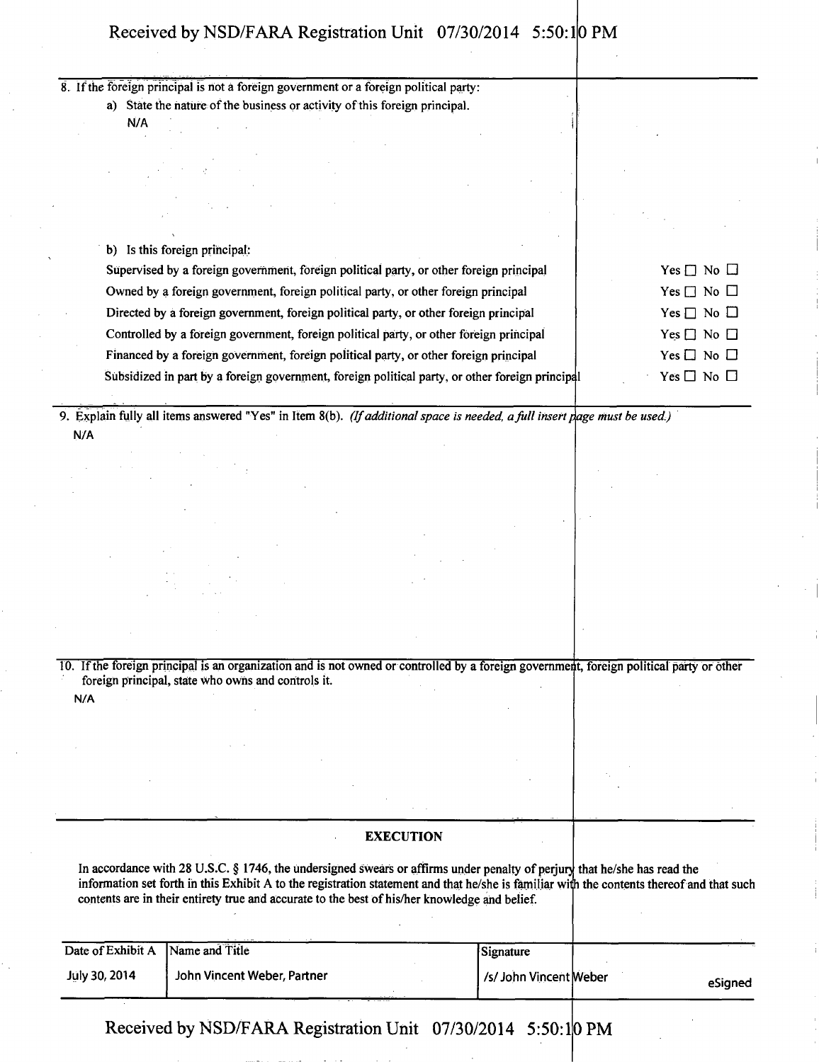8. If the foreign principal is not a foreign government or a foreign political party:

a) State the nature of the business or activity of this foreign principal.

N/A

b) Is this foreign principal:

| | |
|---|---|
| Supervised by a foreign government, foreign political party, or other foreign principal | Yes ☐ No ☐ |
| Owned by a foreign government, foreign political party, or other foreign principal | Yes ☐ No ☐ |
| Directed by a foreign government, foreign political party, or other foreign principal | Yes ☐ No ☐ |
| Controlled by a foreign government, foreign political party, or other foreign principal | Yes ☐ No ☐ |
| Financed by a foreign government, foreign political party, or other foreign principal | Yes ☐ No ☐ |
| Subsidized in part by a foreign government, foreign political party, or other foreign principal | Yes ☐ No ☐ |

9. Explain fully all items answered "Yes" in Item 8(b). *(If additional space is needed, a full insert page must be used.)*

N/A

10. If the foreign principal is an organization and is not owned or controlled by a foreign government, foreign political party or other foreign principal, state who owns and controls it.

N/A

## EXECUTION

In accordance with 28 U.S.C. § 1746, the undersigned swears or affirms under penalty of perjury that he/she has read the information set forth in this Exhibit A to the registration statement and that he/she is familiar with the contents thereof and that such contents are in their entirety true and accurate to the best of his/her knowledge and belief.

| Date of Exhibit A | Name and Title | Signature |
|---|---|---|
| July 30, 2014 | John Vincent Weber, Partner | /s/ John Vincent Weber eSigned |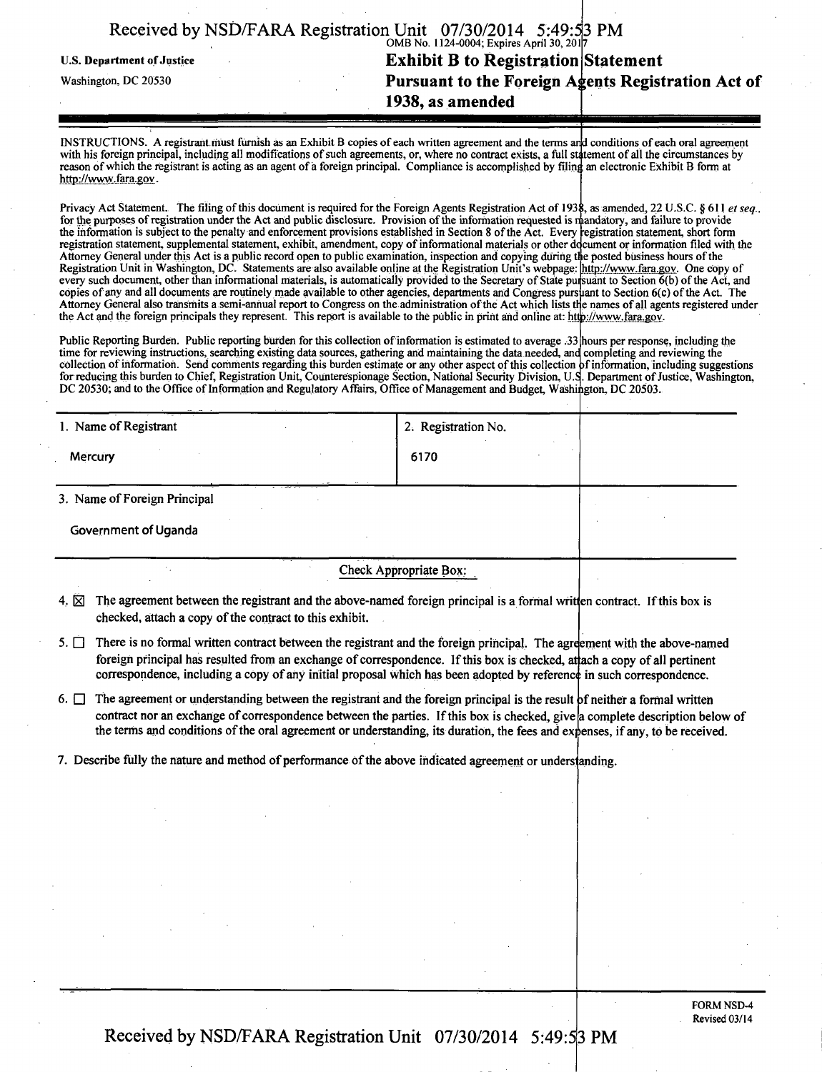OMB No. 1124-0004; Expires April 30, 2017

U.S. Department of Justice

Washington, DC 20530

# Exhibit B to Registration Statement

## Pursuant to the Foreign Agents Registration Act of 1938, as amended

INSTRUCTIONS. A registrant must furnish as an Exhibit B copies of each written agreement and the terms and conditions of each oral agreement with his foreign principal, including all modifications of such agreements, or, where no contract exists, a full statement of all the circumstances by reason of which the registrant is acting as an agent of a foreign principal. Compliance is accomplished by filing an electronic Exhibit B form at http://www.fara.gov.

Privacy Act Statement. The filing of this document is required for the Foreign Agents Registration Act of 1938, as amended, 22 U.S.C. § 611 *et seq.*, for the purposes of registration under the Act and public disclosure. Provision of the information requested is mandatory, and failure to provide the information is subject to the penalty and enforcement provisions established in Section 8 of the Act. Every registration statement, short form registration statement, supplemental statement, exhibit, amendment, copy of informational materials or other document or information filed with the Attorney General under this Act is a public record open to public examination, inspection and copying during the posted business hours of the Registration Unit in Washington, DC. Statements are also available online at the Registration Unit's webpage: http://www.fara.gov. One copy of every such document, other than informational materials, is automatically provided to the Secretary of State pursuant to Section 6(b) of the Act, and copies of any and all documents are routinely made available to other agencies, departments and Congress pursuant to Section 6(c) of the Act. The Attorney General also transmits a semi-annual report to Congress on the administration of the Act which lists the names of all agents registered under the Act and the foreign principals they represent. This report is available to the public in print and online at: http://www.fara.gov.

Public Reporting Burden. Public reporting burden for this collection of information is estimated to average .33 hours per response, including the time for reviewing instructions, searching existing data sources, gathering and maintaining the data needed, and completing and reviewing the collection of information. Send comments regarding this burden estimate or any other aspect of this collection of information, including suggestions for reducing this burden to Chief, Registration Unit, Counterespionage Section, National Security Division, U.S. Department of Justice, Washington, DC 20530; and to the Office of Information and Regulatory Affairs, Office of Management and Budget, Washington, DC 20503.

| 1. Name of Registrant | 2. Registration No. |
|---|---|
| Mercury | 6170 |

3. Name of Foreign Principal

Government of Uganda

Check Appropriate Box:

4. ☒ The agreement between the registrant and the above-named foreign principal is a formal written contract. If this box is checked, attach a copy of the contract to this exhibit.

5. ☐ There is no formal written contract between the registrant and the foreign principal. The agreement with the above-named foreign principal has resulted from an exchange of correspondence. If this box is checked, attach a copy of all pertinent correspondence, including a copy of any initial proposal which has been adopted by reference in such correspondence.

6. ☐ The agreement or understanding between the registrant and the foreign principal is the result of neither a formal written contract nor an exchange of correspondence between the parties. If this box is checked, give a complete description below of the terms and conditions of the oral agreement or understanding, its duration, the fees and expenses, if any, to be received.

7. Describe fully the nature and method of performance of the above indicated agreement or understanding.

FORM NSD-4
Revised 03/14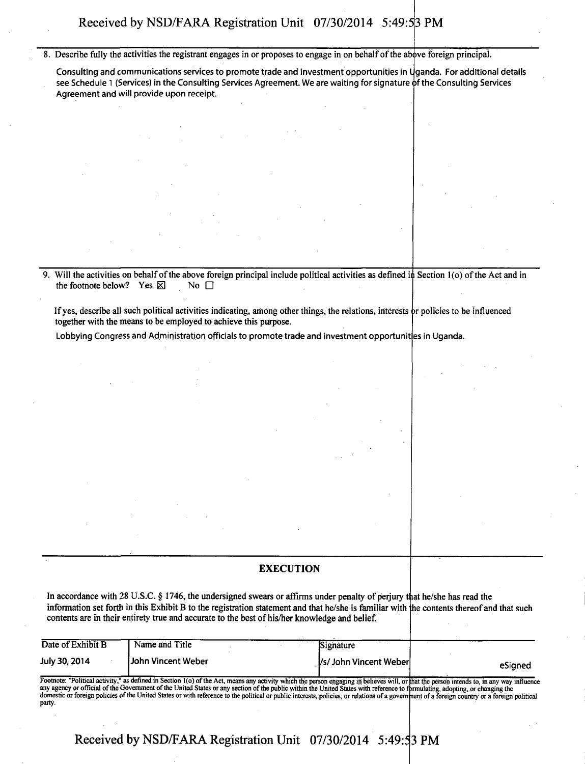8. Describe fully the activities the registrant engages in or proposes to engage in on behalf of the above foreign principal.

   Consulting and communications services to promote trade and investment opportunities in Uganda. For additional details see Schedule 1 (Services) in the Consulting Services Agreement. We are waiting for signature of the Consulting Services Agreement and will provide upon receipt.

9. Will the activities on behalf of the above foreign principal include political activities as defined in Section 1(o) of the Act and in the footnote below? Yes ☒ No ☐

   If yes, describe all such political activities indicating, among other things, the relations, interests or policies to be influenced together with the means to be employed to achieve this purpose.

   Lobbying Congress and Administration officials to promote trade and investment opportunities in Uganda.

## EXECUTION

In accordance with 28 U.S.C. § 1746, the undersigned swears or affirms under penalty of perjury that he/she has read the information set forth in this Exhibit B to the registration statement and that he/she is familiar with the contents thereof and that such contents are in their entirety true and accurate to the best of his/her knowledge and belief.

| Date of Exhibit B | Name and Title | Signature |
|---|---|---|
| July 30, 2014 | John Vincent Weber | /s/ John Vincent Weber eSigned |

Footnote: "Political activity," as defined in Section 1(o) of the Act, means any activity which the person engaging in believes will, or that the person intends to, in any way influence any agency or official of the Government of the United States or any section of the public within the United States with reference to formulating, adopting, or changing the domestic or foreign policies of the United States or with reference to the political or public interests, policies, or relations of a government of a foreign country or a foreign political party.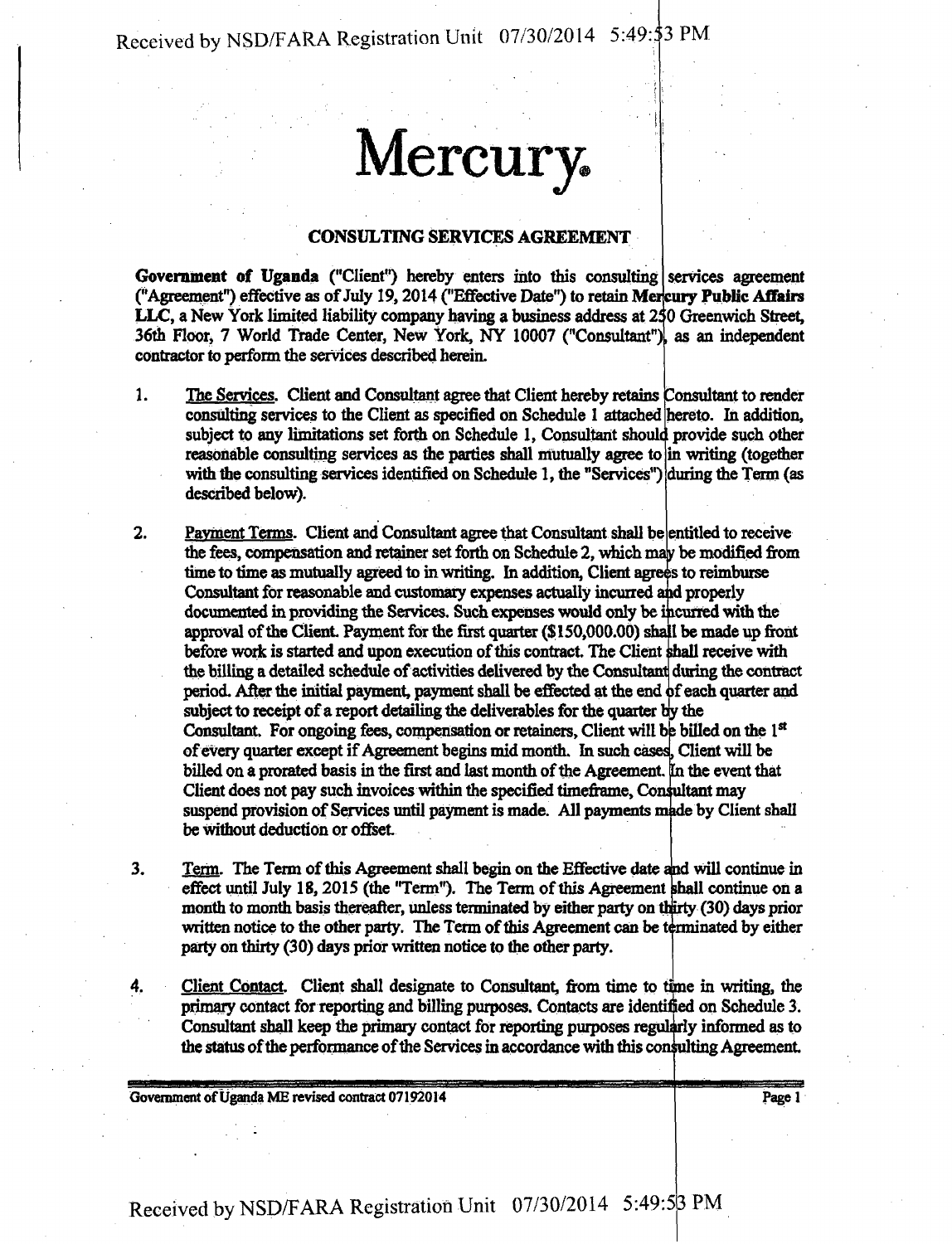# Mercury.

## CONSULTING SERVICES AGREEMENT

**Government of Uganda** ("Client") hereby enters into this consulting services agreement ("Agreement") effective as of July 19, 2014 ("Effective Date") to retain **Mercury Public Affairs LLC**, a New York limited liability company having a business address at 250 Greenwich Street, 36th Floor, 7 World Trade Center, New York, NY 10007 ("Consultant"), as an independent contractor to perform the services described herein.

1. <u>The Services</u>. Client and Consultant agree that Client hereby retains Consultant to render consulting services to the Client as specified on Schedule 1 attached hereto. In addition, subject to any limitations set forth on Schedule 1, Consultant should provide such other reasonable consulting services as the parties shall mutually agree to in writing (together with the consulting services identified on Schedule 1, the "Services") during the Term (as described below).

2. <u>Payment Terms</u>. Client and Consultant agree that Consultant shall be entitled to receive the fees, compensation and retainer set forth on Schedule 2, which may be modified from time to time as mutually agreed to in writing. In addition, Client agrees to reimburse Consultant for reasonable and customary expenses actually incurred and properly documented in providing the Services. Such expenses would only be incurred with the approval of the Client. Payment for the first quarter ($150,000.00) shall be made up front before work is started and upon execution of this contract. The Client shall receive with the billing a detailed schedule of activities delivered by the Consultant during the contract period. After the initial payment, payment shall be effected at the end of each quarter and subject to receipt of a report detailing the deliverables for the quarter by the Consultant. For ongoing fees, compensation or retainers, Client will be billed on the 1st of every quarter except if Agreement begins mid month. In such cases, Client will be billed on a prorated basis in the first and last month of the Agreement. In the event that Client does not pay such invoices within the specified timeframe, Consultant may suspend provision of Services until payment is made. All payments made by Client shall be without deduction or offset.

3. <u>Term</u>. The Term of this Agreement shall begin on the Effective date and will continue in effect until July 18, 2015 (the "Term"). The Term of this Agreement shall continue on a month to month basis thereafter, unless terminated by either party on thirty (30) days prior written notice to the other party. The Term of this Agreement can be terminated by either party on thirty (30) days prior written notice to the other party.

4. <u>Client Contact</u>. Client shall designate to Consultant, from time to time in writing, the primary contact for reporting and billing purposes. Contacts are identified on Schedule 3. Consultant shall keep the primary contact for reporting purposes regularly informed as to the status of the performance of the Services in accordance with this consulting Agreement.

Government of Uganda ME revised contract 07192014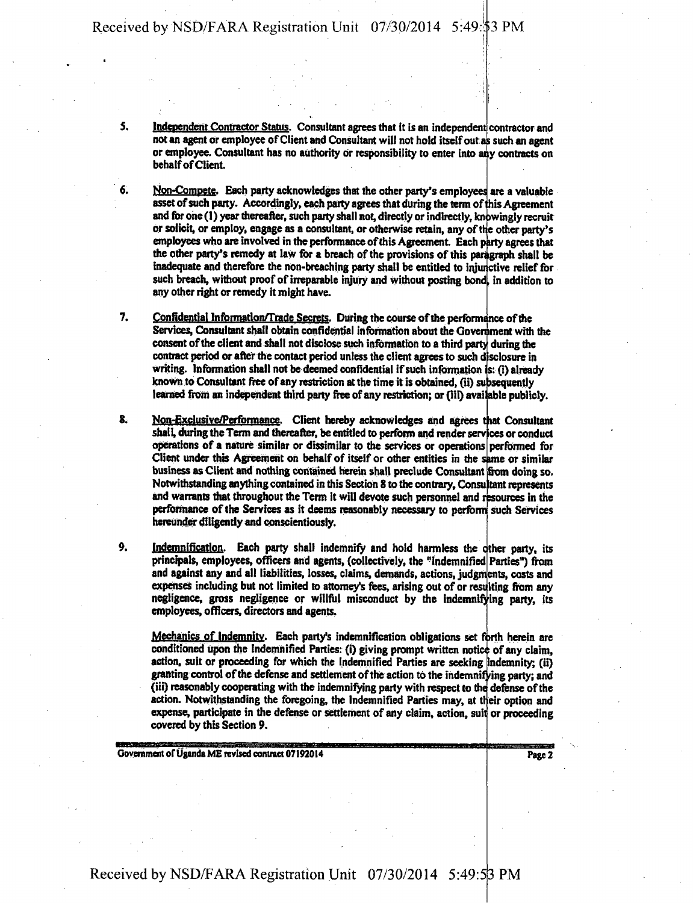5. Independent Contractor Status. Consultant agrees that it is an independent contractor and not an agent or employee of Client and Consultant will not hold itself out as such an agent or employee. Consultant has no authority or responsibility to enter into any contracts on behalf of Client.

6. Non-Compete. Each party acknowledges that the other party's employees are a valuable asset of such party. Accordingly, each party agrees that during the term of this Agreement and for one (1) year thereafter, such party shall not, directly or indirectly, knowingly recruit or solicit, or employ, engage as a consultant, or otherwise retain, any of the other party's employees who are involved in the performance of this Agreement. Each party agrees that the other party's remedy at law for a breach of the provisions of this paragraph shall be inadequate and therefore the non-breaching party shall be entitled to injunctive relief for such breach, without proof of irreparable injury and without posting bond, in addition to any other right or remedy it might have.

7. Confidential Information/Trade Secrets. During the course of the performance of the Services, Consultant shall obtain confidential information about the Government with the consent of the client and shall not disclose such information to a third party during the contract period or after the contact period unless the client agrees to such disclosure in writing. Information shall not be deemed confidential if such information is: (i) already known to Consultant free of any restriction at the time it is obtained, (ii) subsequently learned from an independent third party free of any restriction; or (iii) available publicly.

8. Non-Exclusive/Performance. Client hereby acknowledges and agrees that Consultant shall, during the Term and thereafter, be entitled to perform and render services or conduct operations of a nature similar or dissimilar to the services or operations performed for Client under this Agreement on behalf of itself or other entities in the same or similar business as Client and nothing contained herein shall preclude Consultant from doing so. Notwithstanding anything contained in this Section 8 to the contrary, Consultant represents and warrants that throughout the Term it will devote such personnel and resources in the performance of the Services as it deems reasonably necessary to perform such Services hereunder diligently and conscientiously.

9. Indemnification. Each party shall indemnify and hold harmless the other party, its principals, employees, officers and agents, (collectively, the "Indemnified Parties") from and against any and all liabilities, losses, claims, demands, actions, judgments, costs and expenses including but not limited to attorney's fees, arising out of or resulting from any negligence, gross negligence or willful misconduct by the indemnifying party, its employees, officers, directors and agents.

   Mechanics of Indemnity. Each party's indemnification obligations set forth herein are conditioned upon the Indemnified Parties: (i) giving prompt written notice of any claim, action, suit or proceeding for which the Indemnified Parties are seeking indemnity; (ii) granting control of the defense and settlement of the action to the indemnifying party; and (iii) reasonably cooperating with the indemnifying party with respect to the defense of the action. Notwithstanding the foregoing, the Indemnified Parties may, at their option and expense, participate in the defense or settlement of any claim, action, suit or proceeding covered by this Section 9.

Government of Uganda ME revised contract 07192014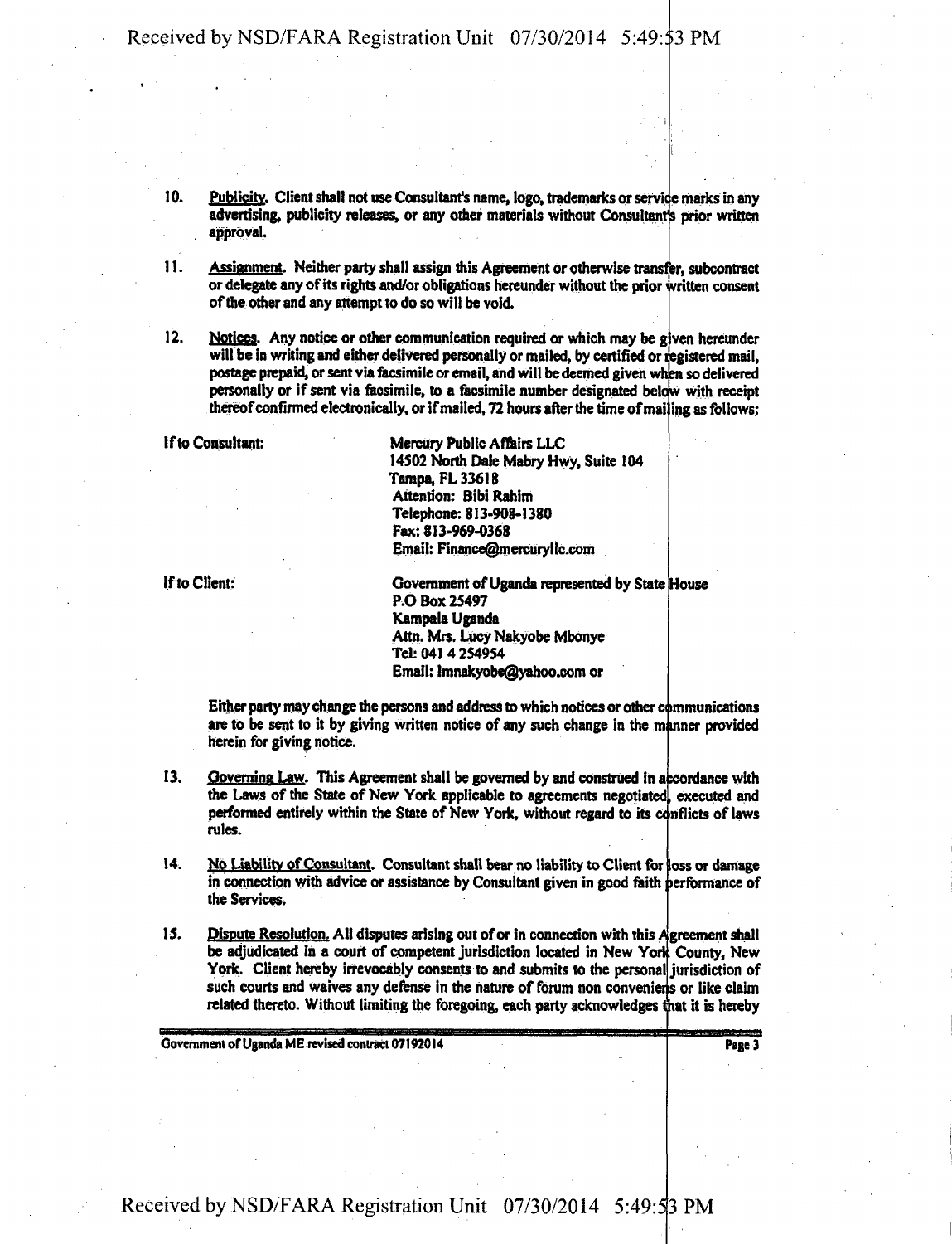10. Publicity. Client shall not use Consultant's name, logo, trademarks or service marks in any advertising, publicity releases, or any other materials without Consultant's prior written approval.

11. Assignment. Neither party shall assign this Agreement or otherwise transfer, subcontract or delegate any of its rights and/or obligations hereunder without the prior written consent of the other and any attempt to do so will be void.

12. Notices. Any notice or other communication required or which may be given hereunder will be in writing and either delivered personally or mailed, by certified or registered mail, postage prepaid, or sent via facsimile or email, and will be deemed given when so delivered personally or if sent via facsimile, to a facsimile number designated below with receipt thereof confirmed electronically, or if mailed, 72 hours after the time of mailing as follows:

If to Consultant:

Mercury Public Affairs LLC
14502 North Dale Mabry Hwy, Suite 104
Tampa, FL 33618
Attention: Bibi Rahim
Telephone: 813-908-1380
Fax: 813-969-0368
Email: Finance@mercuryllc.com

If to Client:

Government of Uganda represented by State House
P.O Box 25497
Kampala Uganda
Attn. Mrs. Lucy Nakyobe Mbonye
Tel: 041 4 254954
Email: lmnakyobe@yahoo.com or

Either party may change the persons and address to which notices or other communications are to be sent to it by giving written notice of any such change in the manner provided herein for giving notice.

13. Governing Law. This Agreement shall be governed by and construed in accordance with the Laws of the State of New York applicable to agreements negotiated, executed and performed entirely within the State of New York, without regard to its conflicts of laws rules.

14. No Liability of Consultant. Consultant shall bear no liability to Client for loss or damage in connection with advice or assistance by Consultant given in good faith performance of the Services.

15. Dispute Resolution. All disputes arising out of or in connection with this Agreement shall be adjudicated in a court of competent jurisdiction located in New York County, New York. Client hereby irrevocably consents to and submits to the personal jurisdiction of such courts and waives any defense in the nature of forum non conveniens or like claim related thereto. Without limiting the foregoing, each party acknowledges that it is hereby

Government of Uganda ME revised contract 07192014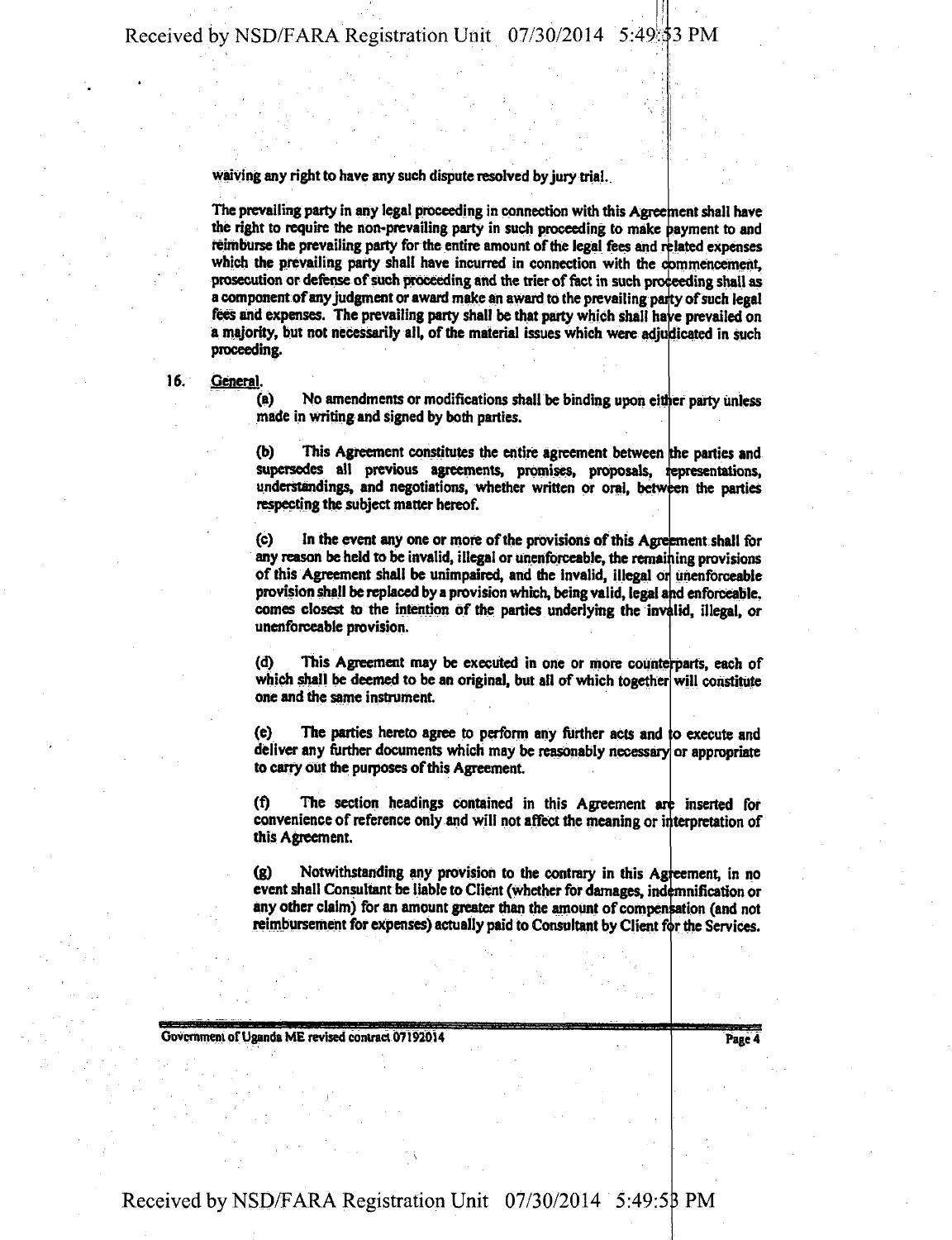waiving any right to have any such dispute resolved by jury trial..

The prevailing party in any legal proceeding in connection with this Agreement shall have the right to require the non-prevailing party in such proceeding to make payment to and reimburse the prevailing party for the entire amount of the legal fees and related expenses which the prevailing party shall have incurred in connection with the commencement, prosecution or defense of such proceeding and the trier of fact in such proceeding shall as a component of any judgment or award make an award to the prevailing party of such legal fees and expenses. The prevailing party shall be that party which shall have prevailed on a majority, but not necessarily all, of the material issues which were adjudicated in such proceeding.

16. General.

(a) No amendments or modifications shall be binding upon either party unless made in writing and signed by both parties.

(b) This Agreement constitutes the entire agreement between the parties and supersedes all previous agreements, promises, proposals, representations, understandings, and negotiations, whether written or oral, between the parties respecting the subject matter hereof.

(c) In the event any one or more of the provisions of this Agreement shall for any reason be held to be invalid, illegal or unenforceable, the remaining provisions of this Agreement shall be unimpaired, and the invalid, illegal or unenforceable provision shall be replaced by a provision which, being valid, legal and enforceable, comes closest to the intention of the parties underlying the invalid, illegal, or unenforceable provision.

(d) This Agreement may be executed in one or more counterparts, each of which shall be deemed to be an original, but all of which together will constitute one and the same instrument.

(e) The parties hereto agree to perform any further acts and to execute and deliver any further documents which may be reasonably necessary or appropriate to carry out the purposes of this Agreement.

(f) The section headings contained in this Agreement are inserted for convenience of reference only and will not affect the meaning or interpretation of this Agreement.

(g) Notwithstanding any provision to the contrary in this Agreement, in no event shall Consultant be liable to Client (whether for damages, indemnification or any other claim) for an amount greater than the amount of compensation (and not reimbursement for expenses) actually paid to Consultant by Client for the Services.

Government of Uganda ME revised contract 07192014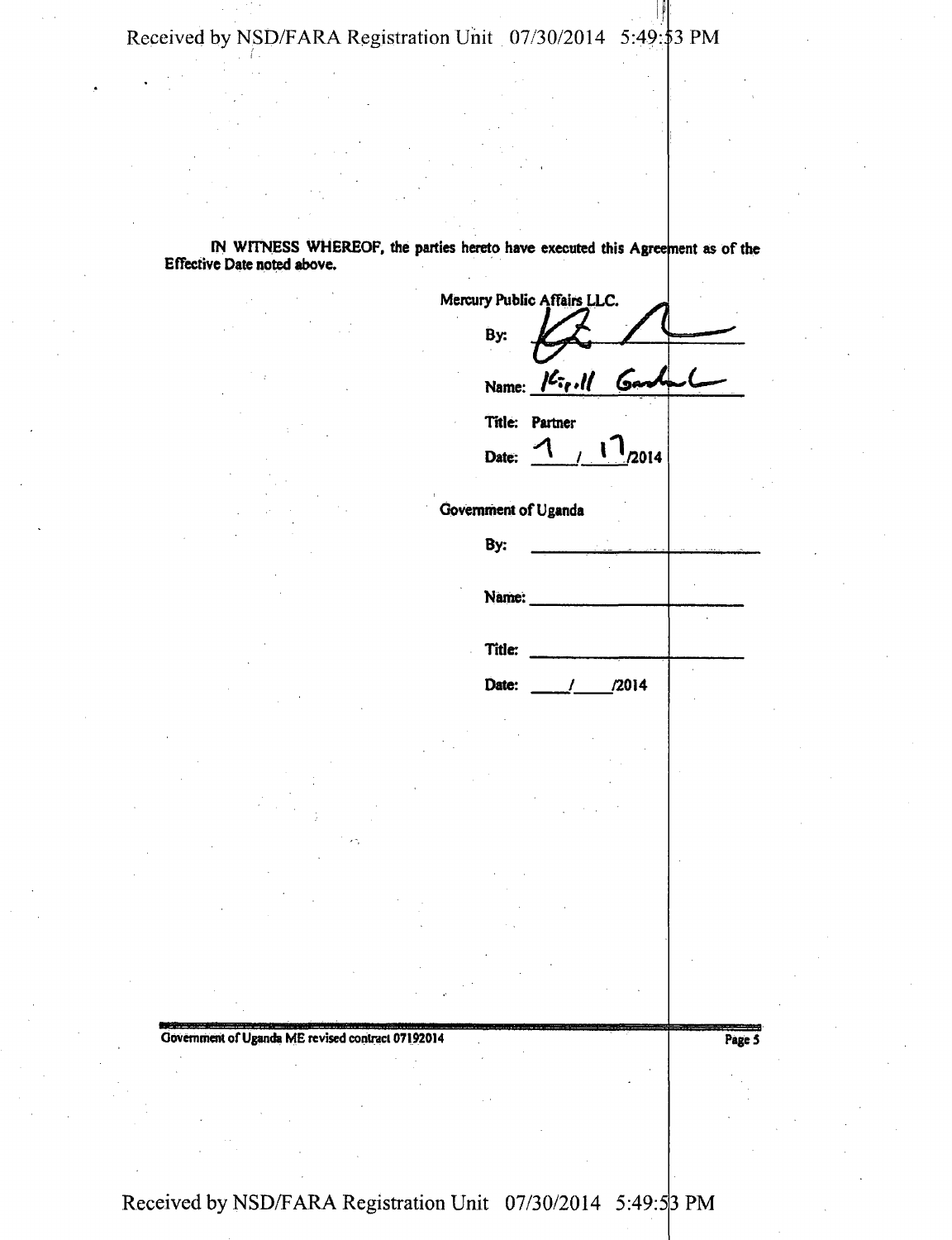IN WITNESS WHEREOF, the parties hereto have executed this Agreement as of the Effective Date noted above.

Mercury Public Affairs LLC.

By: _[signature]_

Name: Kirill Goncharenko

Title: Partner

Date: 7 / 17 /2014

Government of Uganda

By: ______________________

Name: ______________________

Title: ______________________

Date: ____/____/2014

Government of Uganda ME revised contract 07192014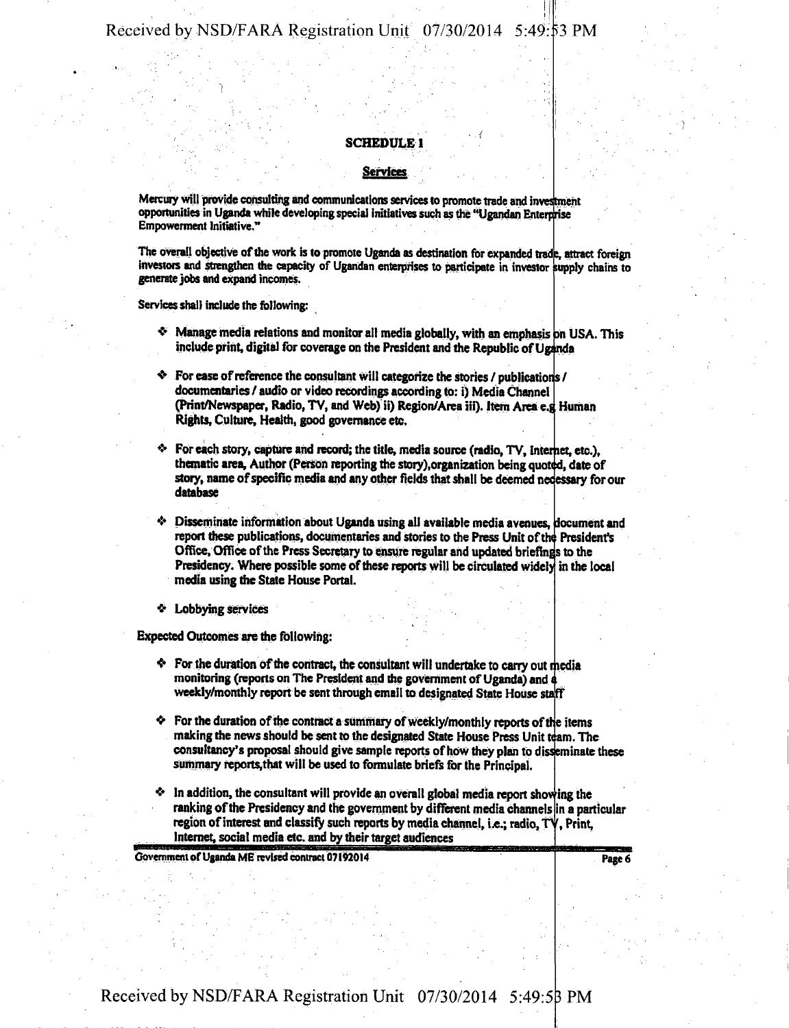## SCHEDULE 1

### Services

Mercury will provide consulting and communications services to promote trade and investment opportunities in Uganda while developing special initiatives such as the "Ugandan Enterprise Empowerment Initiative."

The overall objective of the work is to promote Uganda as destination for expanded trade, attract foreign investors and strengthen the capacity of Ugandan enterprises to participate in investor supply chains to generate jobs and expand incomes.

Services shall include the following:

- Manage media relations and monitor all media globally, with an emphasis on USA. This include print, digital for coverage on the President and the Republic of Uganda
- For ease of reference the consultant will categorize the stories / publications / documentaries / audio or video recordings according to: i) Media Channel (Print/Newspaper, Radio, TV, and Web) ii) Region/Area iii). Item Area e.g Human Rights, Culture, Health, good governance etc.
- For each story, capture and record; the title, media source (radio, TV, Internet, etc.), thematic area, Author (Person reporting the story),organization being quoted, date of story, name of specific media and any other fields that shall be deemed necessary for our database
- Disseminate information about Uganda using all available media avenues, document and report these publications, documentaries and stories to the Press Unit of the President's Office, Office of the Press Secretary to ensure regular and updated briefings to the Presidency. Where possible some of these reports will be circulated widely in the local media using the State House Portal.
- Lobbying services

Expected Outcomes are the following:

- For the duration of the contract, the consultant will undertake to carry out media monitoring (reports on The President and the government of Uganda) and a weekly/monthly report be sent through email to designated State House staff
- For the duration of the contract a summary of weekly/monthly reports of the items making the news should be sent to the designated State House Press Unit team. The consultancy's proposal should give sample reports of how they plan to disseminate these summary reports,that will be used to formulate briefs for the Principal.
- In addition, the consultant will provide an overall global media report showing the ranking of the Presidency and the government by different media channels in a particular region of interest and classify such reports by media channel, i.e.; radio, TV, Print, Internet, social media etc. and by their target audiences

Government of Uganda ME revised contract 07192014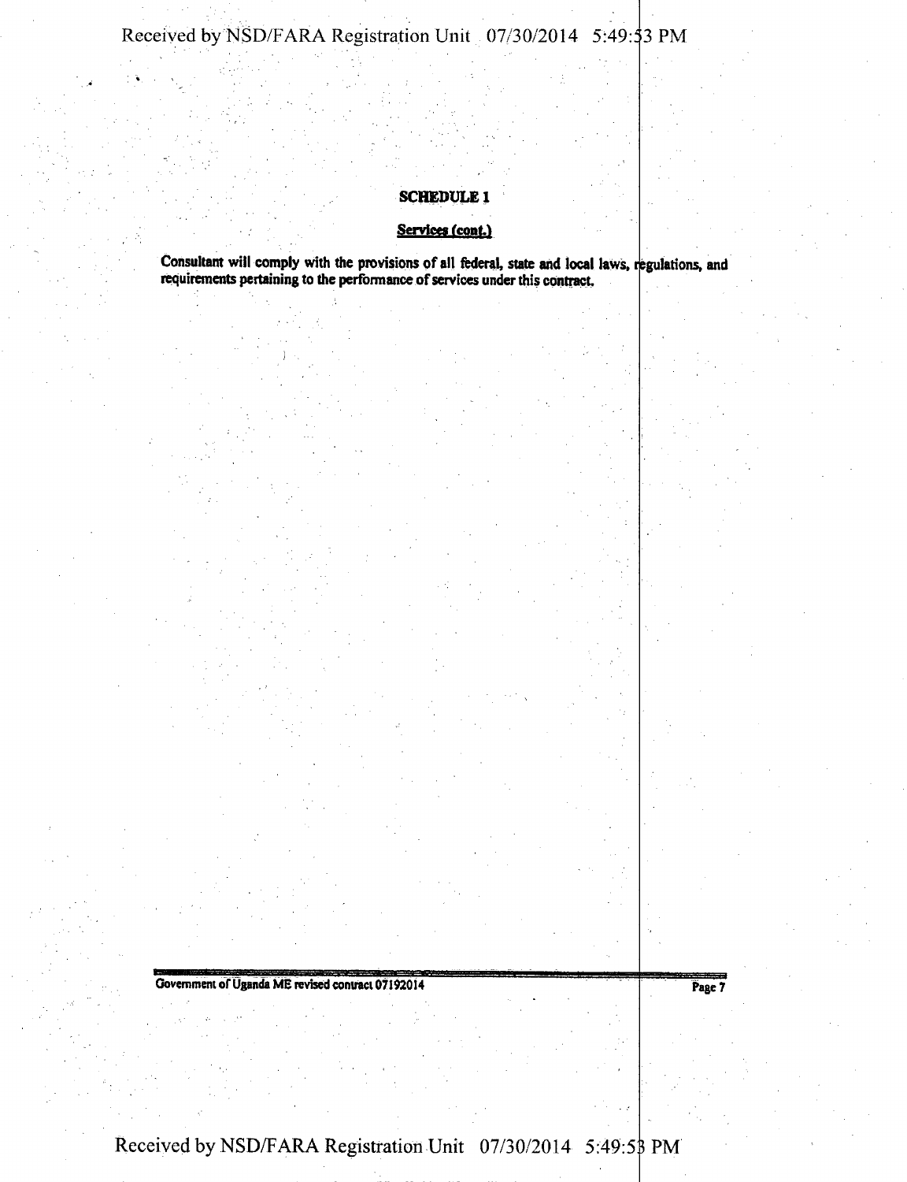## SCHEDULE 1

**Services (cont.)**

**Consultant will comply with the provisions of all federal, state and local laws, regulations, and requirements pertaining to the performance of services under this contract.**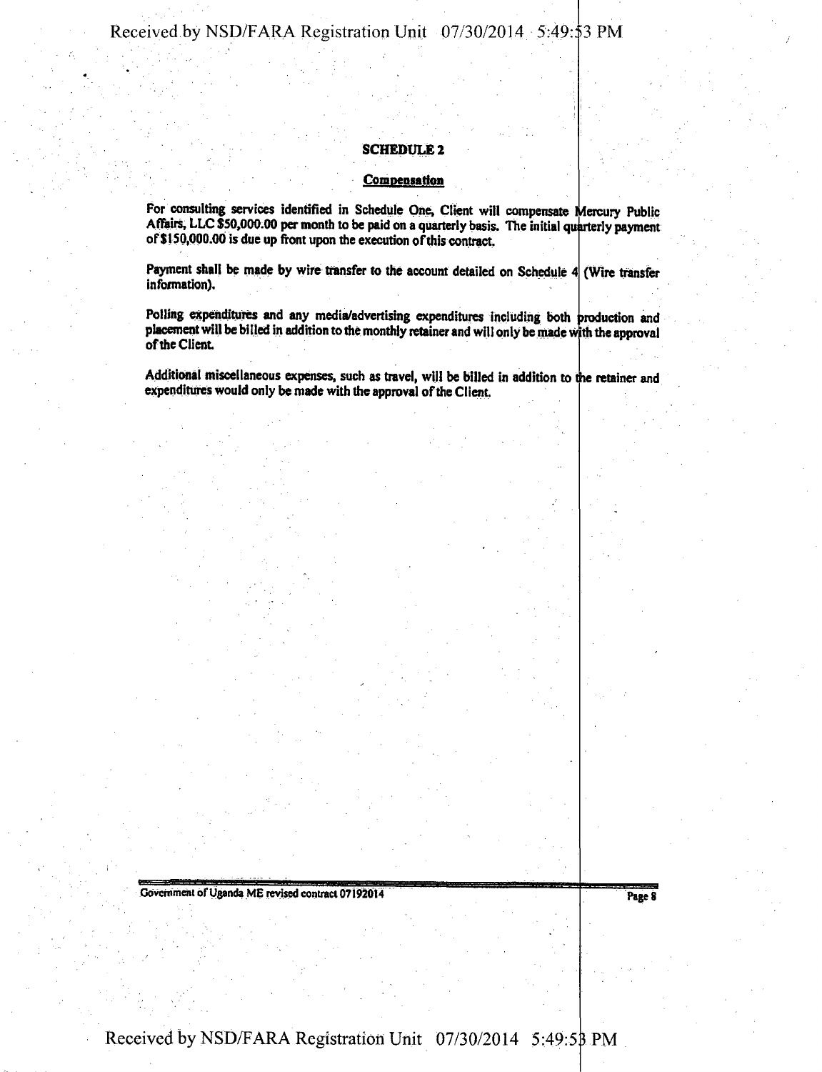## SCHEDULE 2

### Compensation

For consulting services identified in Schedule One, Client will compensate Mercury Public Affairs, LLC $50,000.00 per month to be paid on a quarterly basis. The initial quarterly payment of $150,000.00 is due up front upon the execution of this contract.

Payment shall be made by wire transfer to the account detailed on Schedule 4 (Wire transfer information).

Polling expenditures and any media/advertising expenditures including both production and placement will be billed in addition to the monthly retainer and will only be made with the approval of the Client.

Additional miscellaneous expenses, such as travel, will be billed in addition to the retainer and expenditures would only be made with the approval of the Client.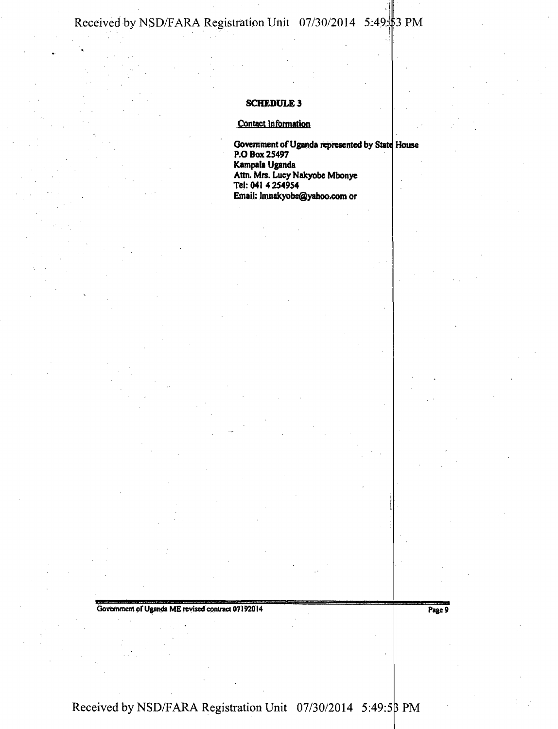## SCHEDULE 3

Contact Information

**Government of Uganda represented by State House**
**P.O Box 25497**
**Kampala Uganda**
**Attn. Mrs. Lucy Nakyobe Mbonye**
**Tel: 041 4 254954**
**Email: lmnakyobe@yahoo.com or**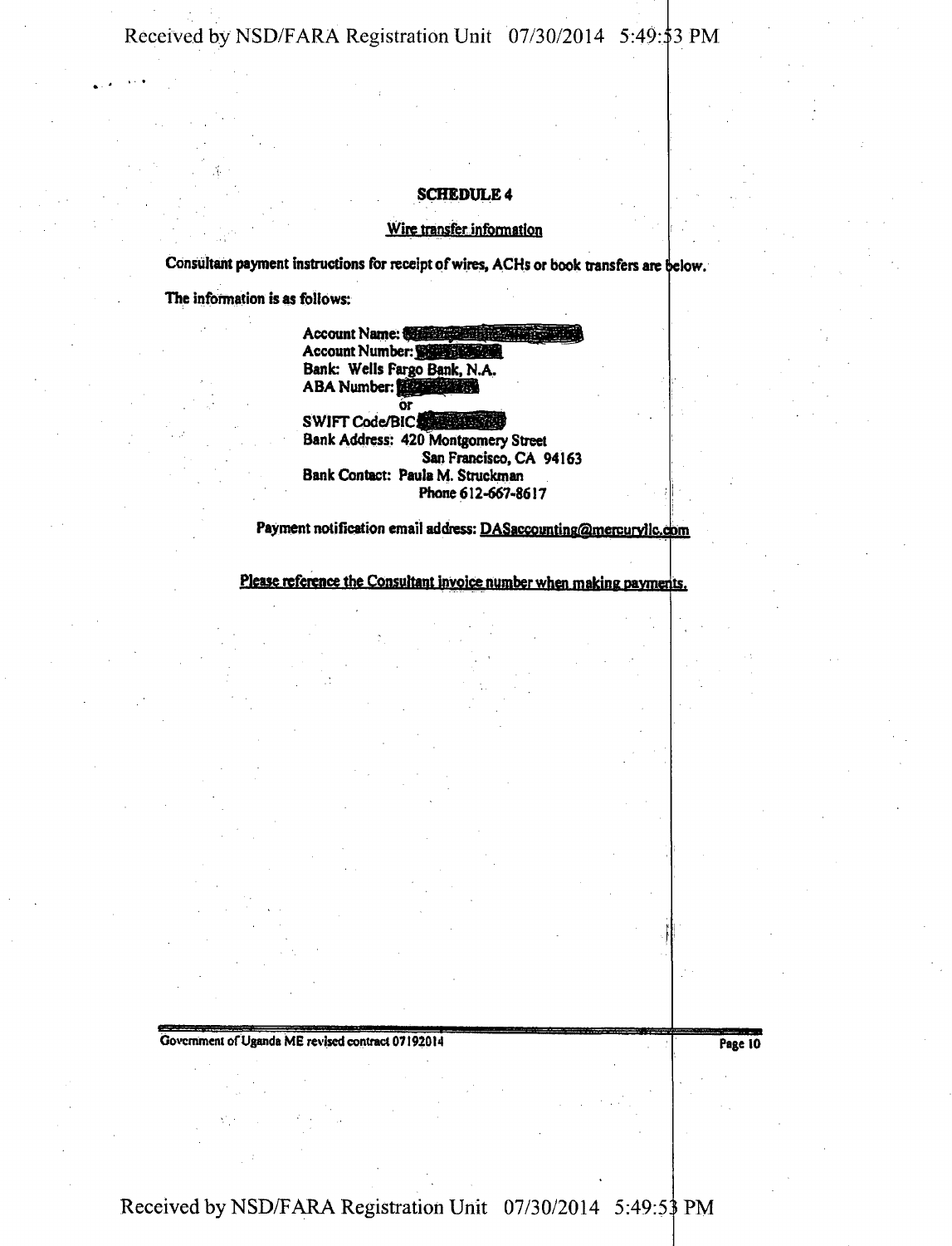## SCHEDULE 4

Wire transfer information

**Consultant payment instructions for receipt of wires, ACHs or book transfers are below.**

**The information is as follows:**

**Account Name:** [redacted]
**Account Number:** [redacted]
**Bank: Wells Fargo Bank, N.A.**
**ABA Number:** [redacted]
**or**
**SWIFT Code/BIC:** [redacted]
**Bank Address: 420 Montgomery Street**
**San Francisco, CA 94163**
**Bank Contact: Paula M. Struckman**
**Phone 612-667-8617**

**Payment notification email address: DASaccounting@mercuryllc.com**

**Please reference the Consultant invoice number when making payments.**

Government of Uganda ME revised contract 07192014